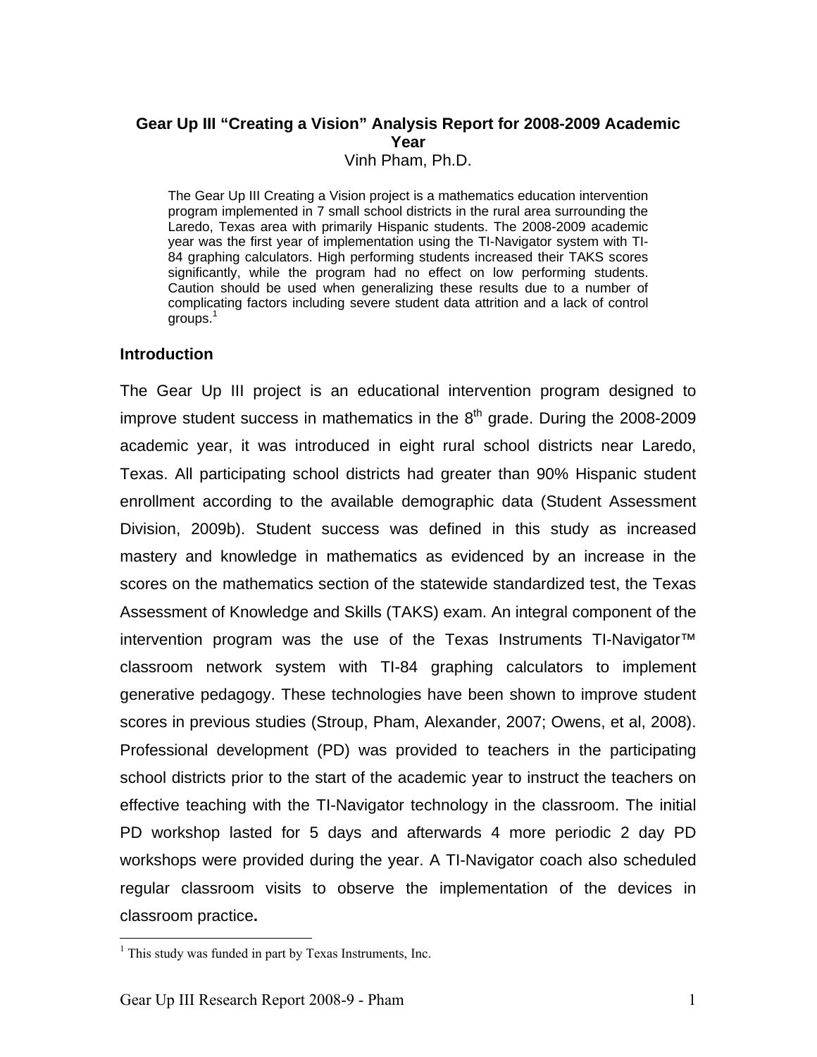# Gear Up III "Creating a Vision" Analysis Report for 2008-2009 Academic Year

Vinh Pham, Ph.D.

The Gear Up III Creating a Vision project is a mathematics education intervention program implemented in 7 small school districts in the rural area surrounding the Laredo, Texas area with primarily Hispanic students. The 2008-2009 academic year was the first year of implementation using the TI-Navigator system with TI-84 graphing calculators. High performing students increased their TAKS scores significantly, while the program had no effect on low performing students. Caution should be used when generalizing these results due to a number of complicating factors including severe student data attrition and a lack of control groups.[1]

## Introduction

The Gear Up III project is an educational intervention program designed to improve student success in mathematics in the 8th grade. During the 2008-2009 academic year, it was introduced in eight rural school districts near Laredo, Texas. All participating school districts had greater than 90% Hispanic student enrollment according to the available demographic data (Student Assessment Division, 2009b). Student success was defined in this study as increased mastery and knowledge in mathematics as evidenced by an increase in the scores on the mathematics section of the statewide standardized test, the Texas Assessment of Knowledge and Skills (TAKS) exam. An integral component of the intervention program was the use of the Texas Instruments TI-Navigator™ classroom network system with TI-84 graphing calculators to implement generative pedagogy. These technologies have been shown to improve student scores in previous studies (Stroup, Pham, Alexander, 2007; Owens, et al, 2008). Professional development (PD) was provided to teachers in the participating school districts prior to the start of the academic year to instruct the teachers on effective teaching with the TI-Navigator technology in the classroom. The initial PD workshop lasted for 5 days and afterwards 4 more periodic 2 day PD workshops were provided during the year. A TI-Navigator coach also scheduled regular classroom visits to observe the implementation of the devices in classroom practice**.**

[1] This study was funded in part by Texas Instruments, Inc.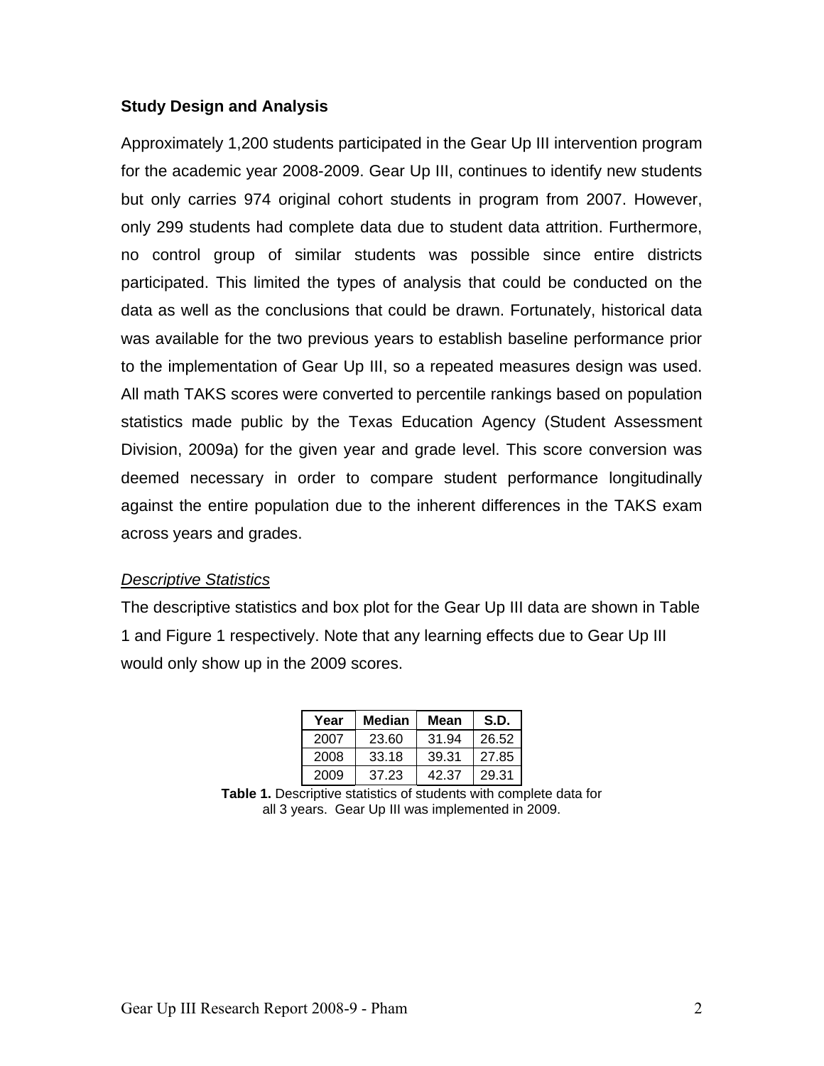### Study Design and Analysis

Approximately 1,200 students participated in the Gear Up III intervention program for the academic year 2008-2009. Gear Up III, continues to identify new students but only carries 974 original cohort students in program from 2007. However, only 299 students had complete data due to student data attrition. Furthermore, no control group of similar students was possible since entire districts participated. This limited the types of analysis that could be conducted on the data as well as the conclusions that could be drawn. Fortunately, historical data was available for the two previous years to establish baseline performance prior to the implementation of Gear Up III, so a repeated measures design was used. All math TAKS scores were converted to percentile rankings based on population statistics made public by the Texas Education Agency (Student Assessment Division, 2009a) for the given year and grade level. This score conversion was deemed necessary in order to compare student performance longitudinally against the entire population due to the inherent differences in the TAKS exam across years and grades.

_Descriptive Statistics_

The descriptive statistics and box plot for the Gear Up III data are shown in Table 1 and Figure 1 respectively. Note that any learning effects due to Gear Up III would only show up in the 2009 scores.

| Year | Median | Mean | S.D. |
|---|---|---|---|
| 2007 | 23.60 | 31.94 | 26.52 |
| 2008 | 33.18 | 39.31 | 27.85 |
| 2009 | 37.23 | 42.37 | 29.31 |

**Table 1.** Descriptive statistics of students with complete data for all 3 years. Gear Up III was implemented in 2009.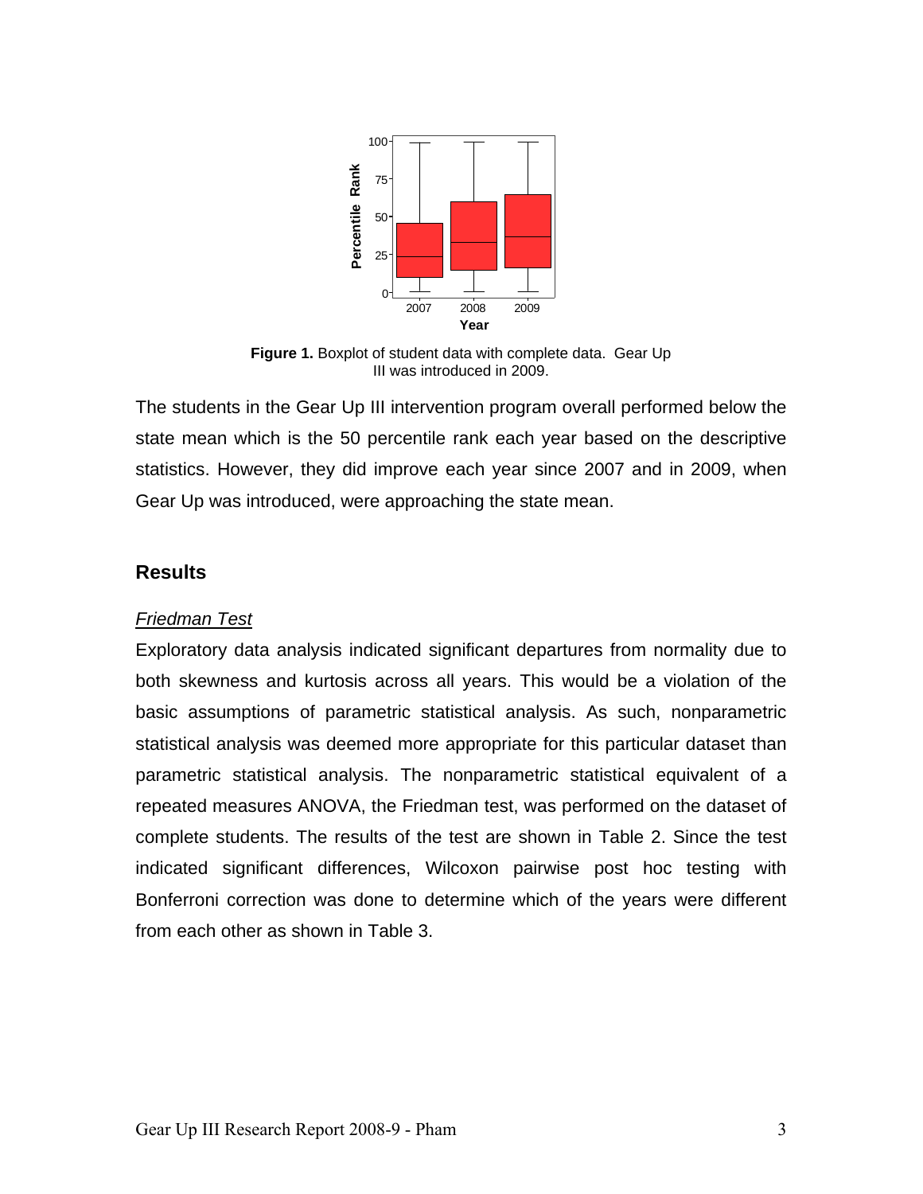**Figure 1.** Boxplot of student data with complete data. Gear Up III was introduced in 2009.

The students in the Gear Up III intervention program overall performed below the state mean which is the 50 percentile rank each year based on the descriptive statistics. However, they did improve each year since 2007 and in 2009, when Gear Up was introduced, were approaching the state mean.

## Results

### *Friedman Test*

Exploratory data analysis indicated significant departures from normality due to both skewness and kurtosis across all years. This would be a violation of the basic assumptions of parametric statistical analysis. As such, nonparametric statistical analysis was deemed more appropriate for this particular dataset than parametric statistical analysis. The nonparametric statistical equivalent of a repeated measures ANOVA, the Friedman test, was performed on the dataset of complete students. The results of the test are shown in Table 2. Since the test indicated significant differences, Wilcoxon pairwise post hoc testing with Bonferroni correction was done to determine which of the years were different from each other as shown in Table 3.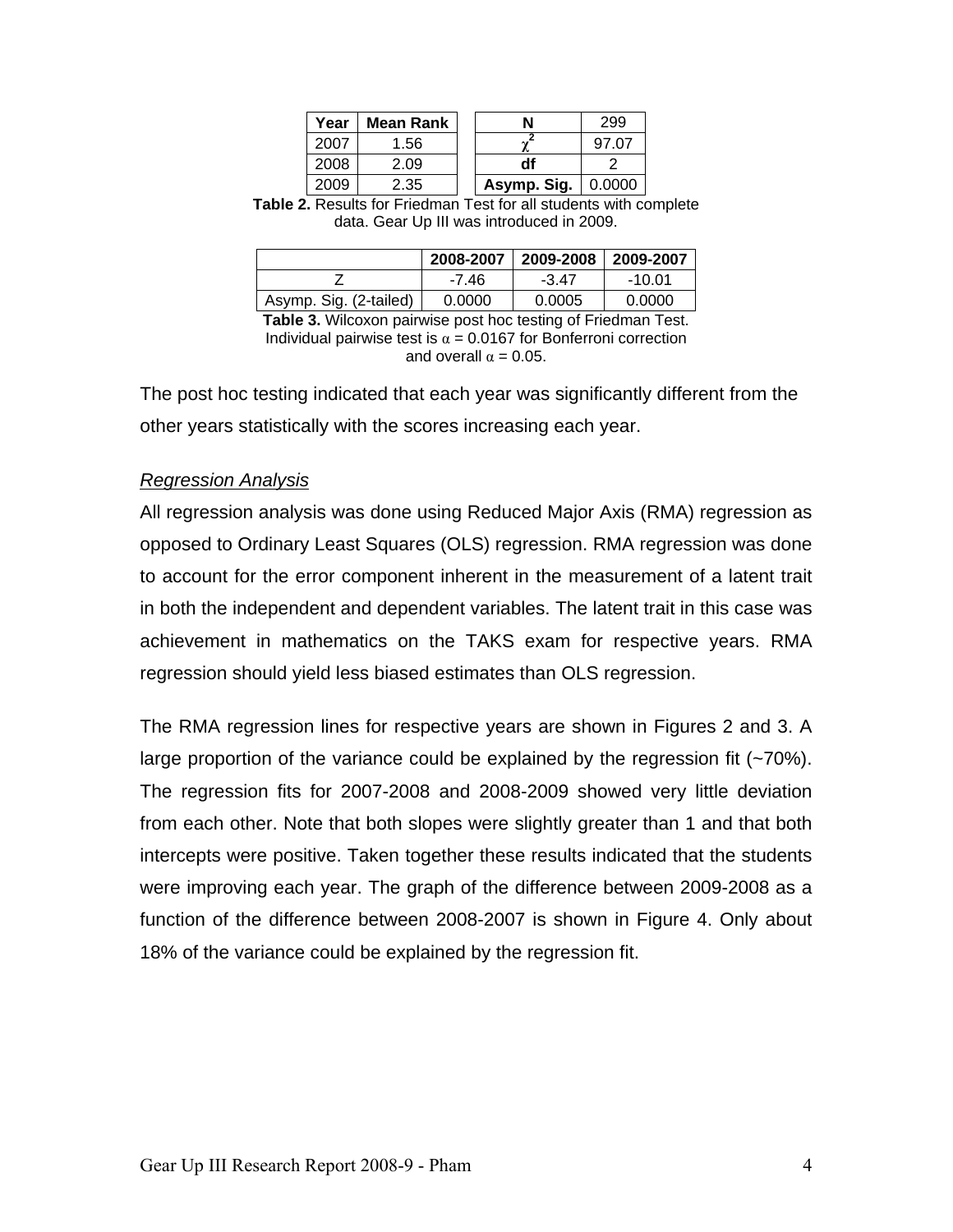| Year | Mean Rank |
|---|---|
| 2007 | 1.56 |
| 2008 | 2.09 |
| 2009 | 2.35 |

| N | 299 |
|---|---|
| $\chi^2$ | 97.07 |
| df | 2 |
| Asymp. Sig. | 0.0000 |

**Table 2.** Results for Friedman Test for all students with complete data. Gear Up III was introduced in 2009.

| | 2008-2007 | 2009-2008 | 2009-2007 |
|---|---|---|---|
| Z | -7.46 | -3.47 | -10.01 |
| Asymp. Sig. (2-tailed) | 0.0000 | 0.0005 | 0.0000 |

**Table 3.** Wilcoxon pairwise post hoc testing of Friedman Test. Individual pairwise test is $\alpha = 0.0167$ for Bonferroni correction and overall $\alpha = 0.05$.

The post hoc testing indicated that each year was significantly different from the other years statistically with the scores increasing each year.

*Regression Analysis*

All regression analysis was done using Reduced Major Axis (RMA) regression as opposed to Ordinary Least Squares (OLS) regression. RMA regression was done to account for the error component inherent in the measurement of a latent trait in both the independent and dependent variables. The latent trait in this case was achievement in mathematics on the TAKS exam for respective years. RMA regression should yield less biased estimates than OLS regression.

The RMA regression lines for respective years are shown in Figures 2 and 3. A large proportion of the variance could be explained by the regression fit (~70%). The regression fits for 2007-2008 and 2008-2009 showed very little deviation from each other. Note that both slopes were slightly greater than 1 and that both intercepts were positive. Taken together these results indicated that the students were improving each year. The graph of the difference between 2009-2008 as a function of the difference between 2008-2007 is shown in Figure 4. Only about 18% of the variance could be explained by the regression fit.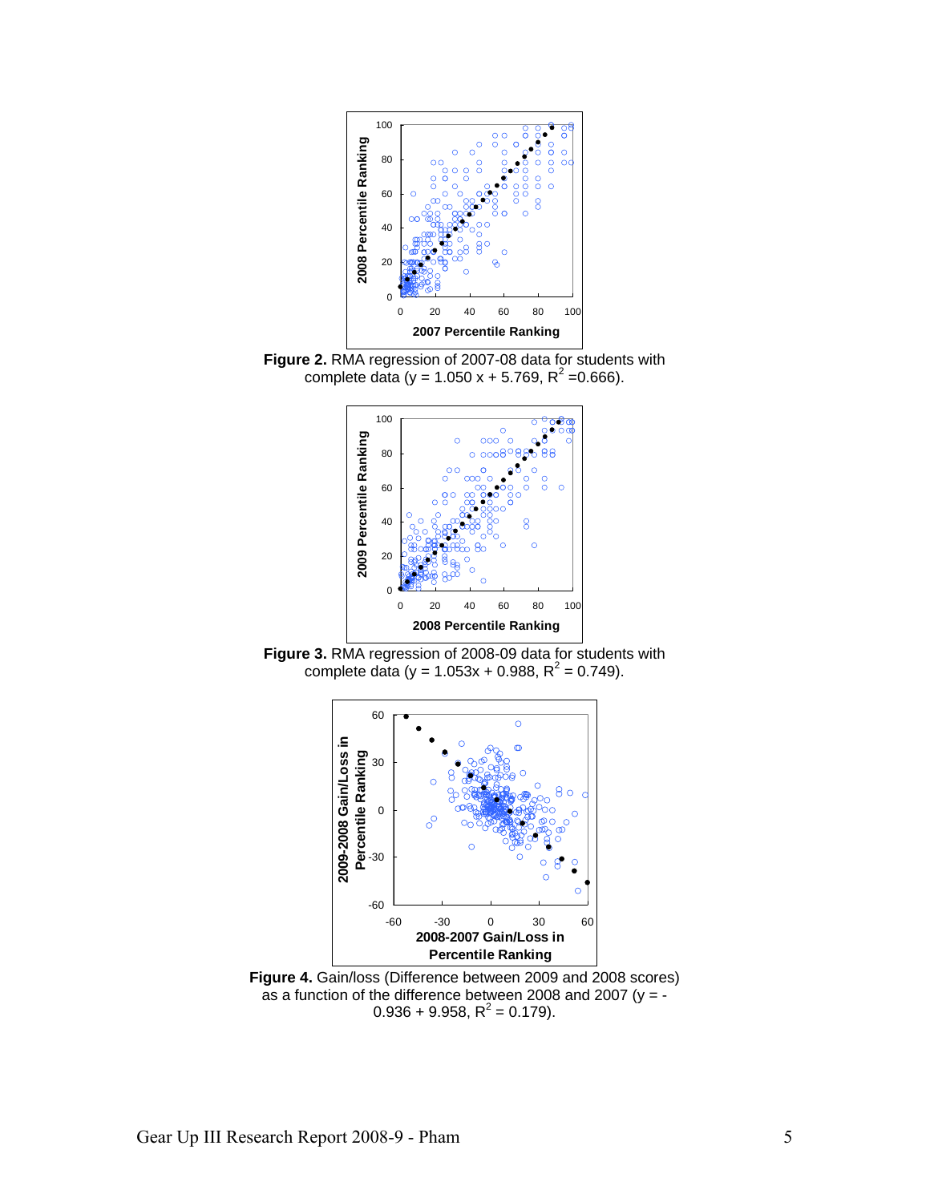**Figure 2.** RMA regression of 2007-08 data for students with complete data ($y = 1.050\,x + 5.769$, $R^2 = 0.666$).

**Figure 3.** RMA regression of 2008-09 data for students with complete data ($y = 1.053x + 0.988$, $R^2 = 0.749$).

**Figure 4.** Gain/loss (Difference between 2009 and 2008 scores) as a function of the difference between 2008 and 2007 ($y = -0.936 + 9.958$, $R^2 = 0.179$).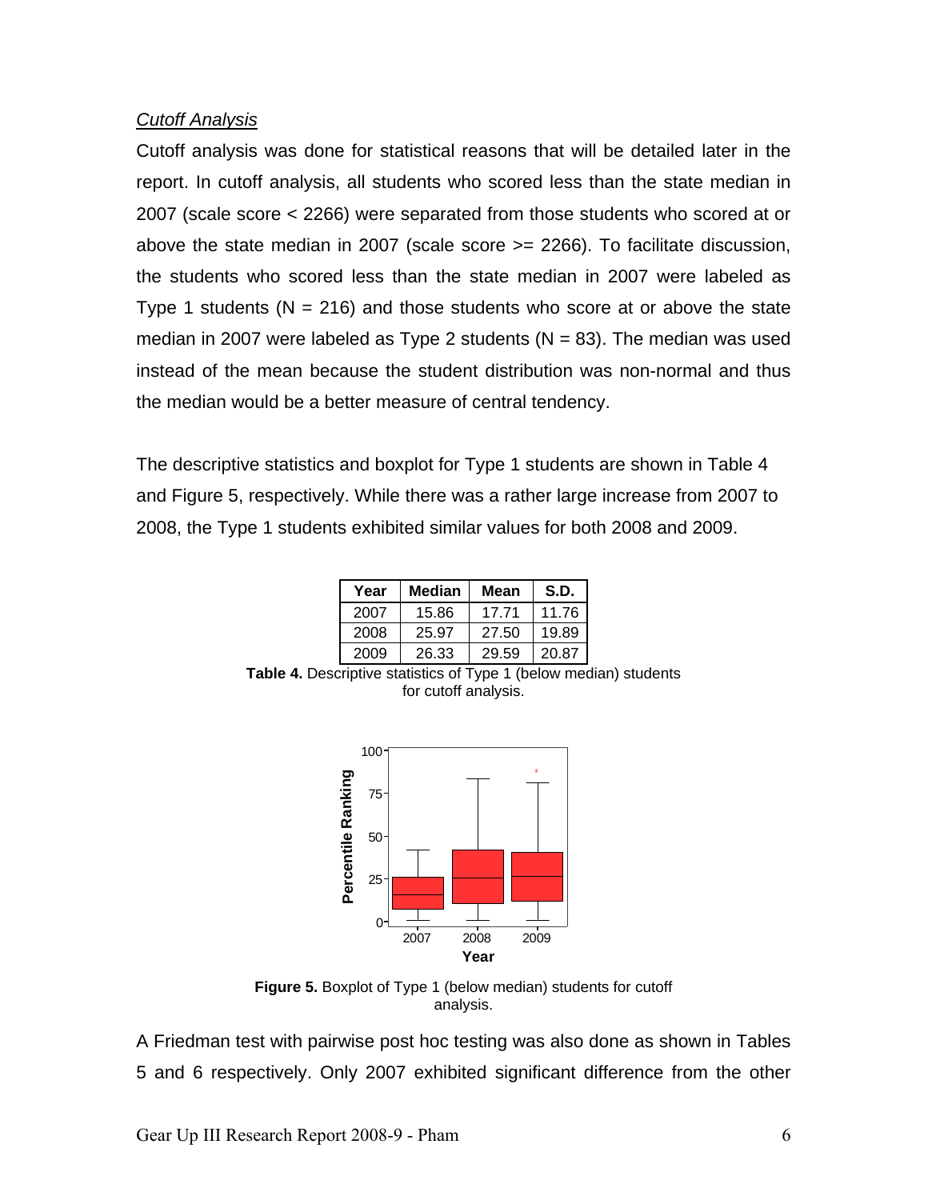*Cutoff Analysis*

Cutoff analysis was done for statistical reasons that will be detailed later in the report. In cutoff analysis, all students who scored less than the state median in 2007 (scale score < 2266) were separated from those students who scored at or above the state median in 2007 (scale score >= 2266). To facilitate discussion, the students who scored less than the state median in 2007 were labeled as Type 1 students (N = 216) and those students who score at or above the state median in 2007 were labeled as Type 2 students (N = 83). The median was used instead of the mean because the student distribution was non-normal and thus the median would be a better measure of central tendency.

The descriptive statistics and boxplot for Type 1 students are shown in Table 4 and Figure 5, respectively. While there was a rather large increase from 2007 to 2008, the Type 1 students exhibited similar values for both 2008 and 2009.

| Year | Median | Mean | S.D. |
|---|---|---|---|
| 2007 | 15.86 | 17.71 | 11.76 |
| 2008 | 25.97 | 27.50 | 19.89 |
| 2009 | 26.33 | 29.59 | 20.87 |

**Table 4.** Descriptive statistics of Type 1 (below median) students for cutoff analysis.

**Figure 5.** Boxplot of Type 1 (below median) students for cutoff analysis.

A Friedman test with pairwise post hoc testing was also done as shown in Tables 5 and 6 respectively. Only 2007 exhibited significant difference from the other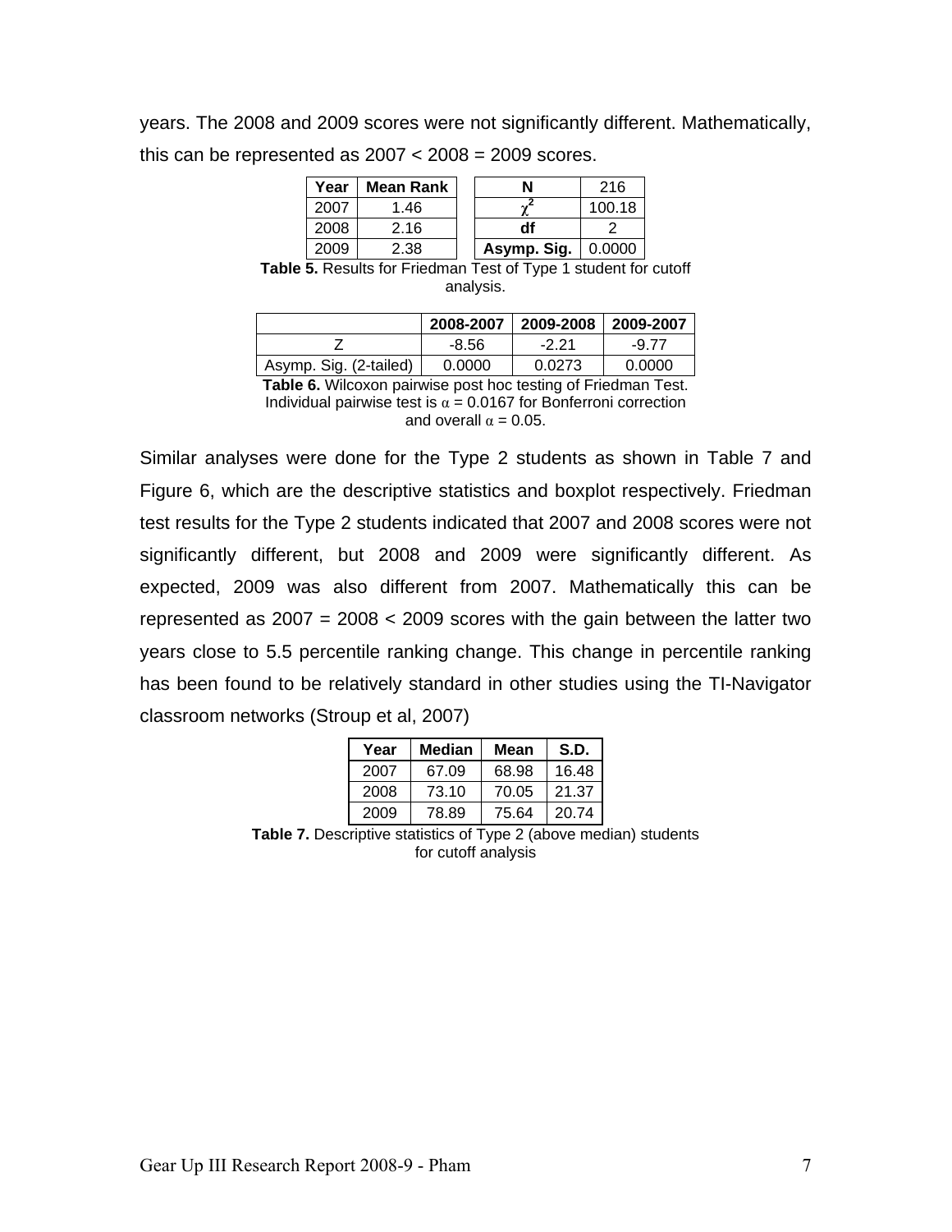years. The 2008 and 2009 scores were not significantly different. Mathematically, this can be represented as 2007 < 2008 = 2009 scores.

| Year | Mean Rank |
|---|---|
| 2007 | 1.46 |
| 2008 | 2.16 |
| 2009 | 2.38 |

| N | 216 |
|---|---|
| $\chi^2$ | 100.18 |
| df | 2 |
| Asymp. Sig. | 0.0000 |

**Table 5.** Results for Friedman Test of Type 1 student for cutoff analysis.

| | 2008-2007 | 2009-2008 | 2009-2007 |
|---|---|---|---|
| Z | -8.56 | -2.21 | -9.77 |
| Asymp. Sig. (2-tailed) | 0.0000 | 0.0273 | 0.0000 |

**Table 6.** Wilcoxon pairwise post hoc testing of Friedman Test. Individual pairwise test is $\alpha = 0.0167$ for Bonferroni correction and overall $\alpha = 0.05$.

Similar analyses were done for the Type 2 students as shown in Table 7 and Figure 6, which are the descriptive statistics and boxplot respectively. Friedman test results for the Type 2 students indicated that 2007 and 2008 scores were not significantly different, but 2008 and 2009 were significantly different. As expected, 2009 was also different from 2007. Mathematically this can be represented as 2007 = 2008 < 2009 scores with the gain between the latter two years close to 5.5 percentile ranking change. This change in percentile ranking has been found to be relatively standard in other studies using the TI-Navigator classroom networks (Stroup et al, 2007)

| Year | Median | Mean | S.D. |
|---|---|---|---|
| 2007 | 67.09 | 68.98 | 16.48 |
| 2008 | 73.10 | 70.05 | 21.37 |
| 2009 | 78.89 | 75.64 | 20.74 |

**Table 7.** Descriptive statistics of Type 2 (above median) students for cutoff analysis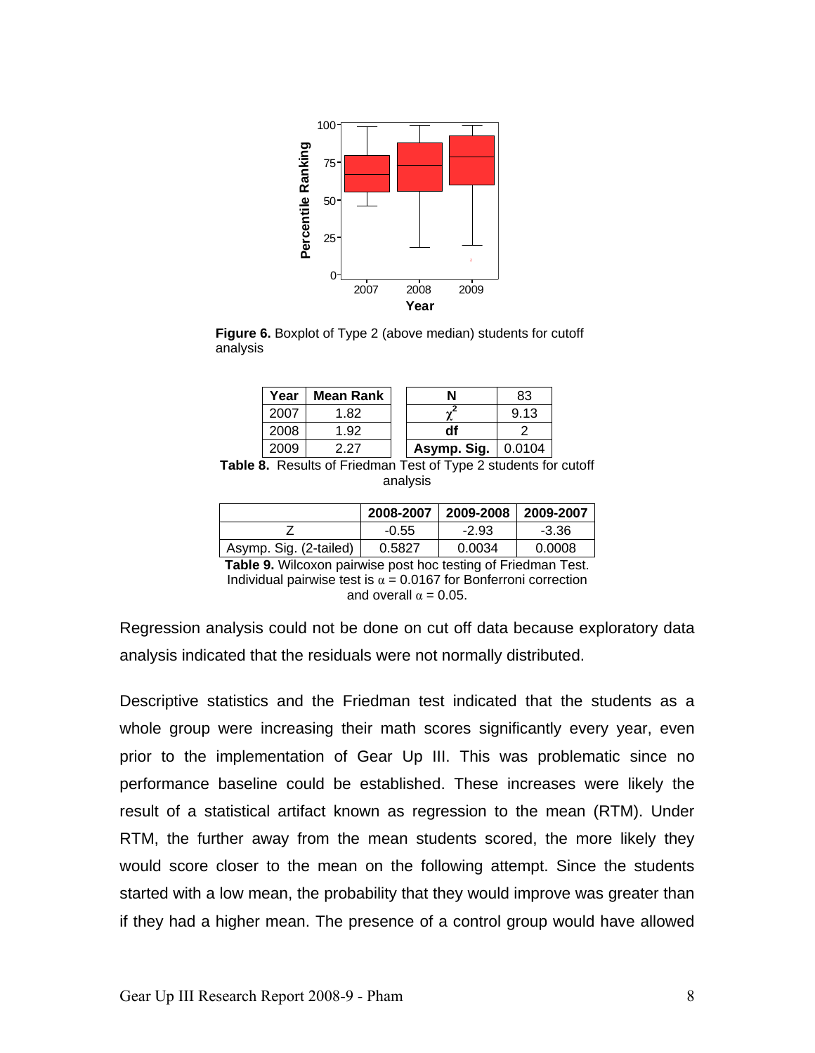**Figure 6.** Boxplot of Type 2 (above median) students for cutoff analysis

| Year | Mean Rank |
|---|---|
| 2007 | 1.82 |
| 2008 | 1.92 |
| 2009 | 2.27 |

| N | 83 |
|---|---|
| $\chi^2$ | 9.13 |
| **df** | 2 |
| **Asymp. Sig.** | 0.0104 |

**Table 8.** Results of Friedman Test of Type 2 students for cutoff analysis

| | 2008-2007 | 2009-2008 | 2009-2007 |
|---|---|---|---|
| Z | -0.55 | -2.93 | -3.36 |
| Asymp. Sig. (2-tailed) | 0.5827 | 0.0034 | 0.0008 |

**Table 9.** Wilcoxon pairwise post hoc testing of Friedman Test. Individual pairwise test is $\alpha$ = 0.0167 for Bonferroni correction and overall $\alpha$ = 0.05.

Regression analysis could not be done on cut off data because exploratory data analysis indicated that the residuals were not normally distributed.

Descriptive statistics and the Friedman test indicated that the students as a whole group were increasing their math scores significantly every year, even prior to the implementation of Gear Up III. This was problematic since no performance baseline could be established. These increases were likely the result of a statistical artifact known as regression to the mean (RTM). Under RTM, the further away from the mean students scored, the more likely they would score closer to the mean on the following attempt. Since the students started with a low mean, the probability that they would improve was greater than if they had a higher mean. The presence of a control group would have allowed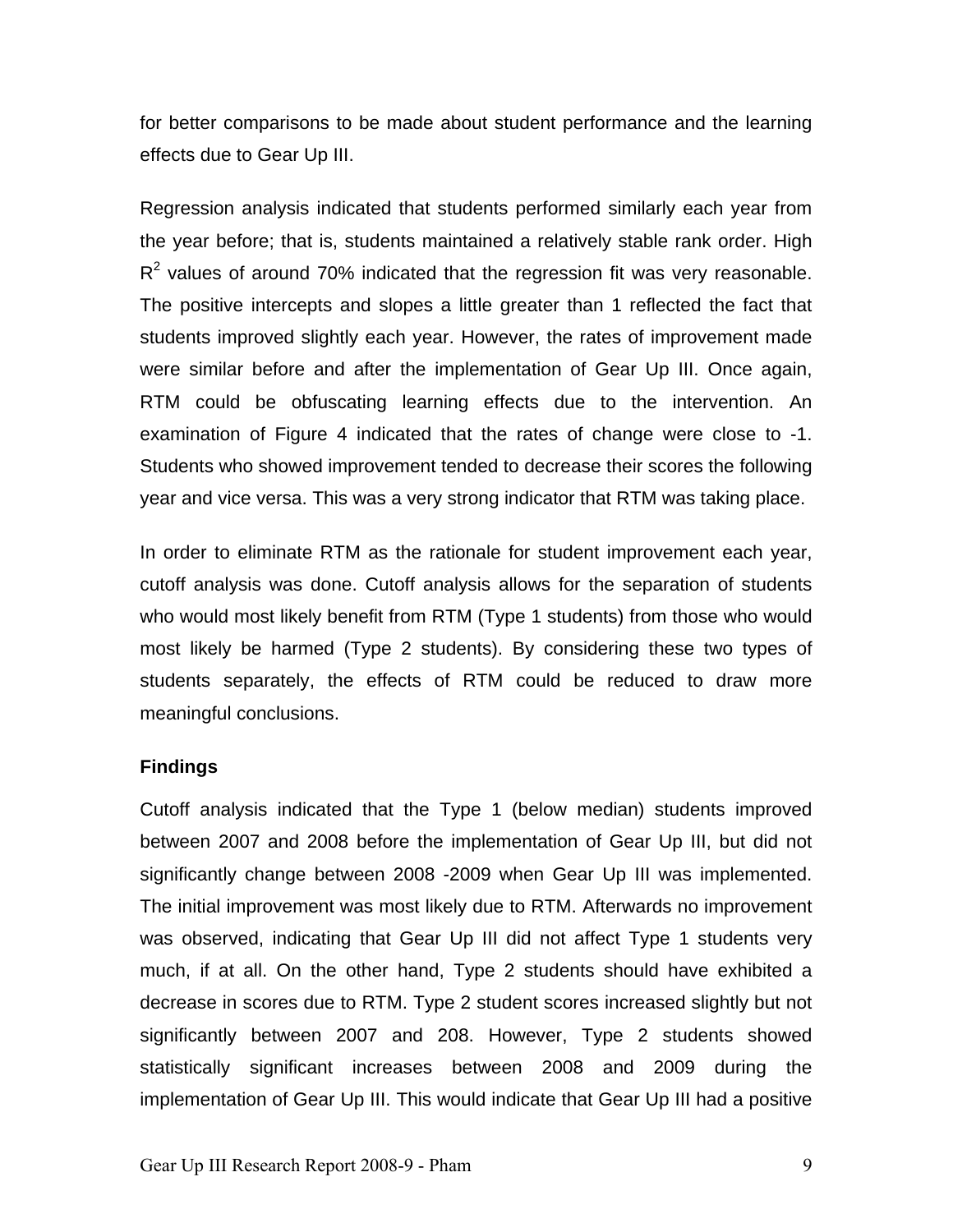for better comparisons to be made about student performance and the learning effects due to Gear Up III.

Regression analysis indicated that students performed similarly each year from the year before; that is, students maintained a relatively stable rank order. High $R^2$ values of around 70% indicated that the regression fit was very reasonable. The positive intercepts and slopes a little greater than 1 reflected the fact that students improved slightly each year. However, the rates of improvement made were similar before and after the implementation of Gear Up III. Once again, RTM could be obfuscating learning effects due to the intervention. An examination of Figure 4 indicated that the rates of change were close to -1. Students who showed improvement tended to decrease their scores the following year and vice versa. This was a very strong indicator that RTM was taking place.

In order to eliminate RTM as the rationale for student improvement each year, cutoff analysis was done. Cutoff analysis allows for the separation of students who would most likely benefit from RTM (Type 1 students) from those who would most likely be harmed (Type 2 students). By considering these two types of students separately, the effects of RTM could be reduced to draw more meaningful conclusions.

**Findings**

Cutoff analysis indicated that the Type 1 (below median) students improved between 2007 and 2008 before the implementation of Gear Up III, but did not significantly change between 2008 -2009 when Gear Up III was implemented. The initial improvement was most likely due to RTM. Afterwards no improvement was observed, indicating that Gear Up III did not affect Type 1 students very much, if at all. On the other hand, Type 2 students should have exhibited a decrease in scores due to RTM. Type 2 student scores increased slightly but not significantly between 2007 and 208. However, Type 2 students showed statistically significant increases between 2008 and 2009 during the implementation of Gear Up III. This would indicate that Gear Up III had a positive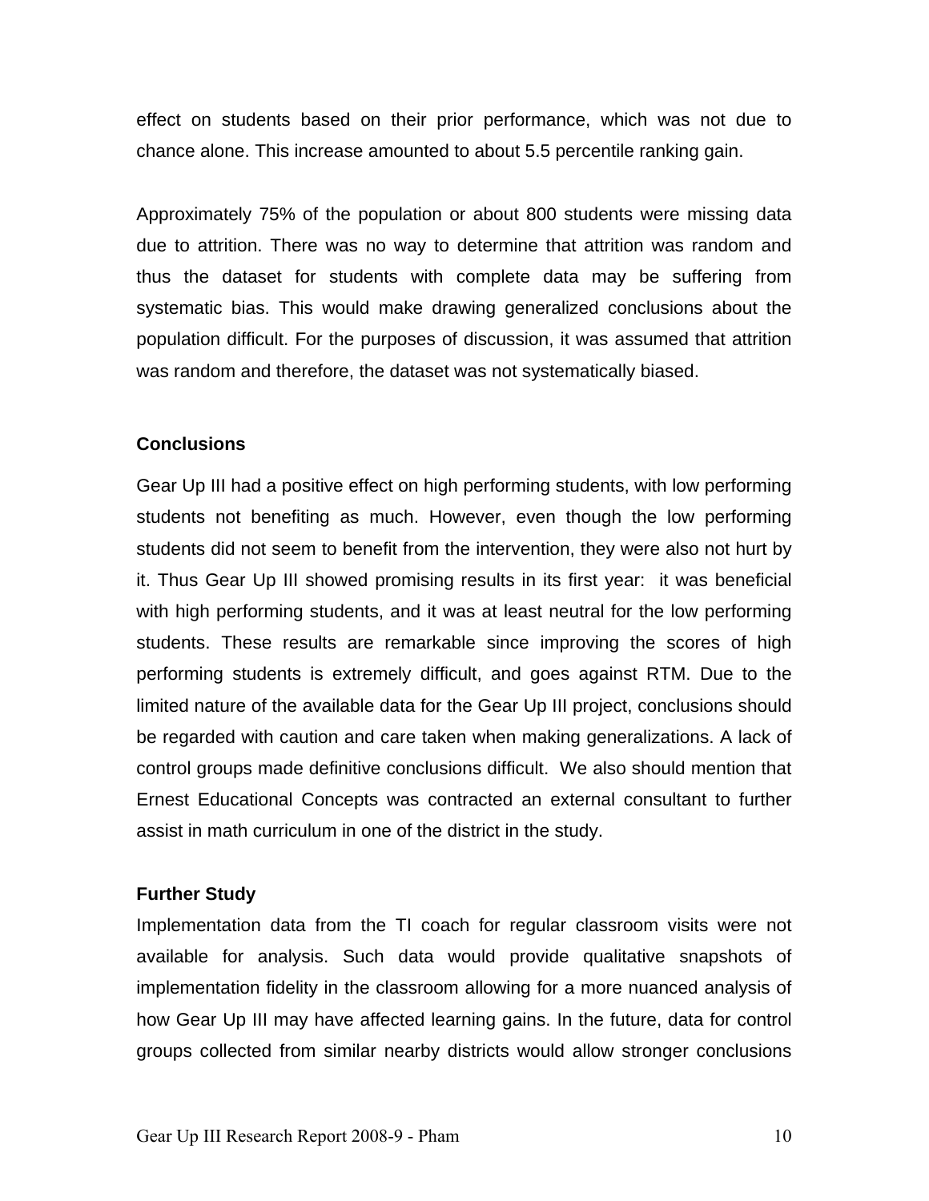effect on students based on their prior performance, which was not due to chance alone. This increase amounted to about 5.5 percentile ranking gain.

Approximately 75% of the population or about 800 students were missing data due to attrition. There was no way to determine that attrition was random and thus the dataset for students with complete data may be suffering from systematic bias. This would make drawing generalized conclusions about the population difficult. For the purposes of discussion, it was assumed that attrition was random and therefore, the dataset was not systematically biased.

**Conclusions**

Gear Up III had a positive effect on high performing students, with low performing students not benefiting as much. However, even though the low performing students did not seem to benefit from the intervention, they were also not hurt by it. Thus Gear Up III showed promising results in its first year: it was beneficial with high performing students, and it was at least neutral for the low performing students. These results are remarkable since improving the scores of high performing students is extremely difficult, and goes against RTM. Due to the limited nature of the available data for the Gear Up III project, conclusions should be regarded with caution and care taken when making generalizations. A lack of control groups made definitive conclusions difficult. We also should mention that Ernest Educational Concepts was contracted an external consultant to further assist in math curriculum in one of the district in the study.

**Further Study**

Implementation data from the TI coach for regular classroom visits were not available for analysis. Such data would provide qualitative snapshots of implementation fidelity in the classroom allowing for a more nuanced analysis of how Gear Up III may have affected learning gains. In the future, data for control groups collected from similar nearby districts would allow stronger conclusions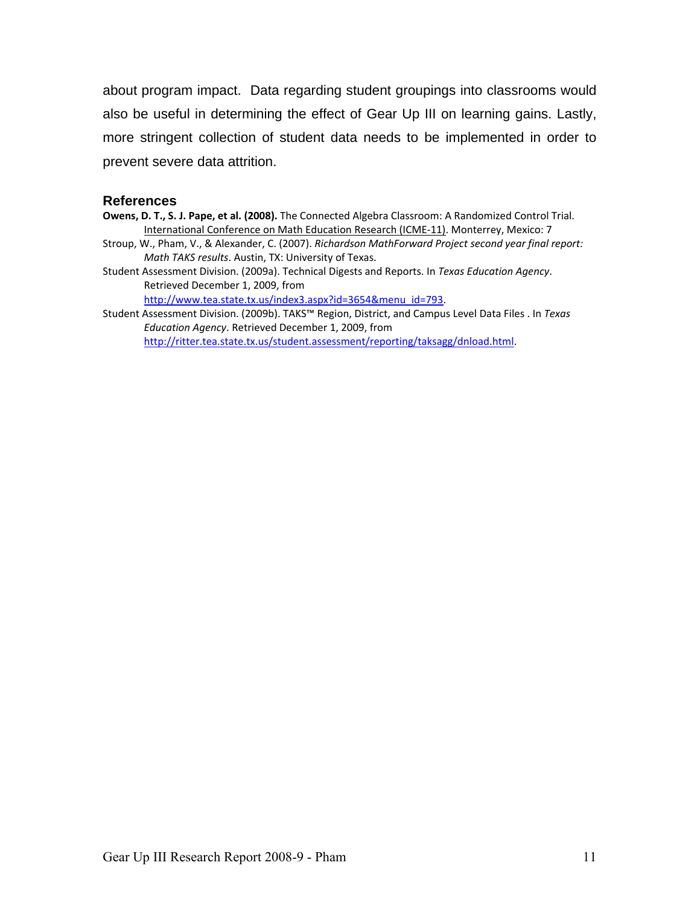about program impact. Data regarding student groupings into classrooms would also be useful in determining the effect of Gear Up III on learning gains. Lastly, more stringent collection of student data needs to be implemented in order to prevent severe data attrition.

## References

**Owens, D. T., S. J. Pape, et al. (2008).** The Connected Algebra Classroom: A Randomized Control Trial. International Conference on Math Education Research (ICME-11). Monterrey, Mexico: 7

Stroup, W., Pham, V., & Alexander, C. (2007). *Richardson MathForward Project second year final report: Math TAKS results*. Austin, TX: University of Texas.

Student Assessment Division. (2009a). Technical Digests and Reports. In *Texas Education Agency*. Retrieved December 1, 2009, from http://www.tea.state.tx.us/index3.aspx?id=3654&menu_id=793.

Student Assessment Division. (2009b). TAKS™ Region, District, and Campus Level Data Files . In *Texas Education Agency*. Retrieved December 1, 2009, from http://ritter.tea.state.tx.us/student.assessment/reporting/taksagg/dnload.html.